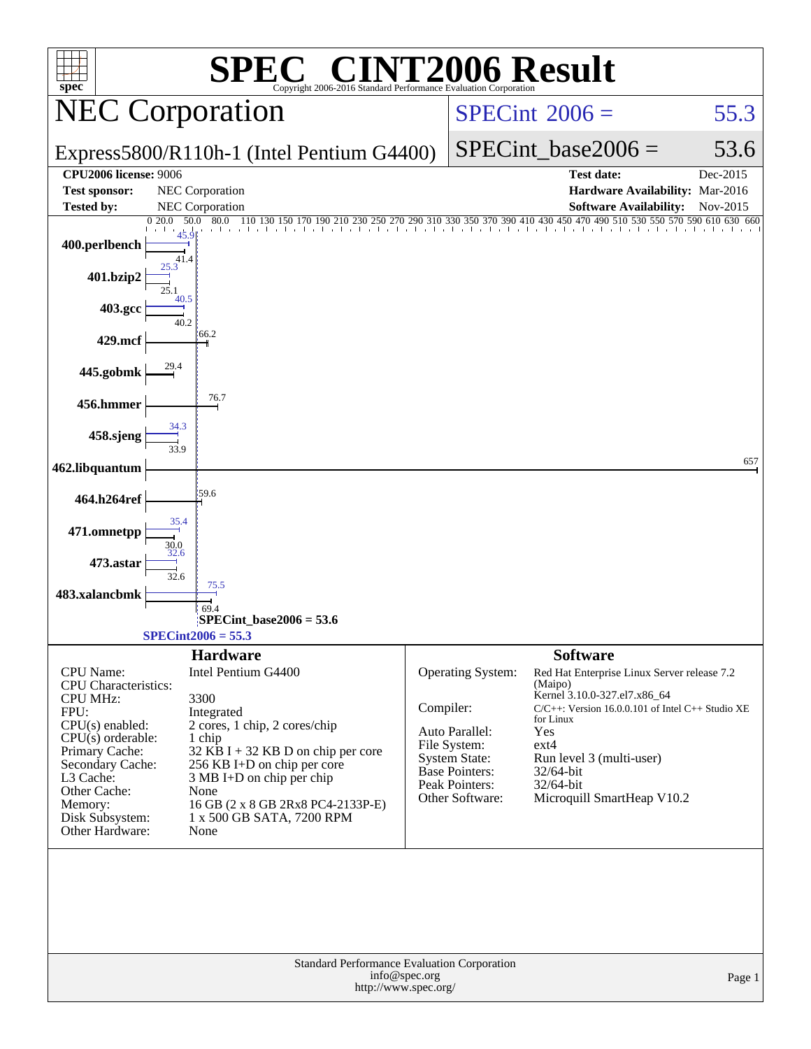# SPEC CINT2006 Result

Copyright 2006-2016 Standard Performance Evaluation Corporation

## NEC Corporation

Express5800/R110h-1 (Intel Pentium G4400)

SPECint 2006 = 55.3

SPECint_base2006 = 53.6

| | | | |
|---|---|---|---|
| **CPU2006 license:** 9006 | | **Test date:** | Dec-2015 |
| **Test sponsor:** | NEC Corporation | **Hardware Availability:** | Mar-2016 |
| **Tested by:** | NEC Corporation | **Software Availability:** | Nov-2015 |

| Benchmark | Peak | Base |
|---|---|---|
| 400.perlbench | 45.9 | 41.4 |
| 401.bzip2 | 25.3 | 25.1 |
| 403.gcc | 40.5 | 40.2 |
| 429.mcf | | 66.2 |
| 445.gobmk | | 29.4 |
| 456.hmmer | | 76.7 |
| 458.sjeng | 34.3 | 33.9 |
| 462.libquantum | | 657 |
| 464.h264ref | | 59.6 |
| 471.omnetpp | 35.4 | 30.0 |
| 473.astar | 32.6 | 32.6 |
| 483.xalancbmk | 75.5 | 69.4 |

SPECint_base2006 = 53.6

SPECint2006 = 55.3

### Hardware

| | |
|---|---|
| CPU Name: | Intel Pentium G4400 |
| CPU Characteristics: | |
| CPU MHz: | 3300 |
| FPU: | Integrated |
| CPU(s) enabled: | 2 cores, 1 chip, 2 cores/chip |
| CPU(s) orderable: | 1 chip |
| Primary Cache: | 32 KB I + 32 KB D on chip per core |
| Secondary Cache: | 256 KB I+D on chip per core |
| L3 Cache: | 3 MB I+D on chip per chip |
| Other Cache: | None |
| Memory: | 16 GB (2 x 8 GB 2Rx8 PC4-2133P-E) |
| Disk Subsystem: | 1 x 500 GB SATA, 7200 RPM |
| Other Hardware: | None |

### Software

| | |
|---|---|
| Operating System: | Red Hat Enterprise Linux Server release 7.2 (Maipo) Kernel 3.10.0-327.el7.x86_64 |
| Compiler: | C/C++: Version 16.0.0.101 of Intel C++ Studio XE for Linux |
| Auto Parallel: | Yes |
| File System: | ext4 |
| System State: | Run level 3 (multi-user) |
| Base Pointers: | 32/64-bit |
| Peak Pointers: | 32/64-bit |
| Other Software: | Microquill SmartHeap V10.2 |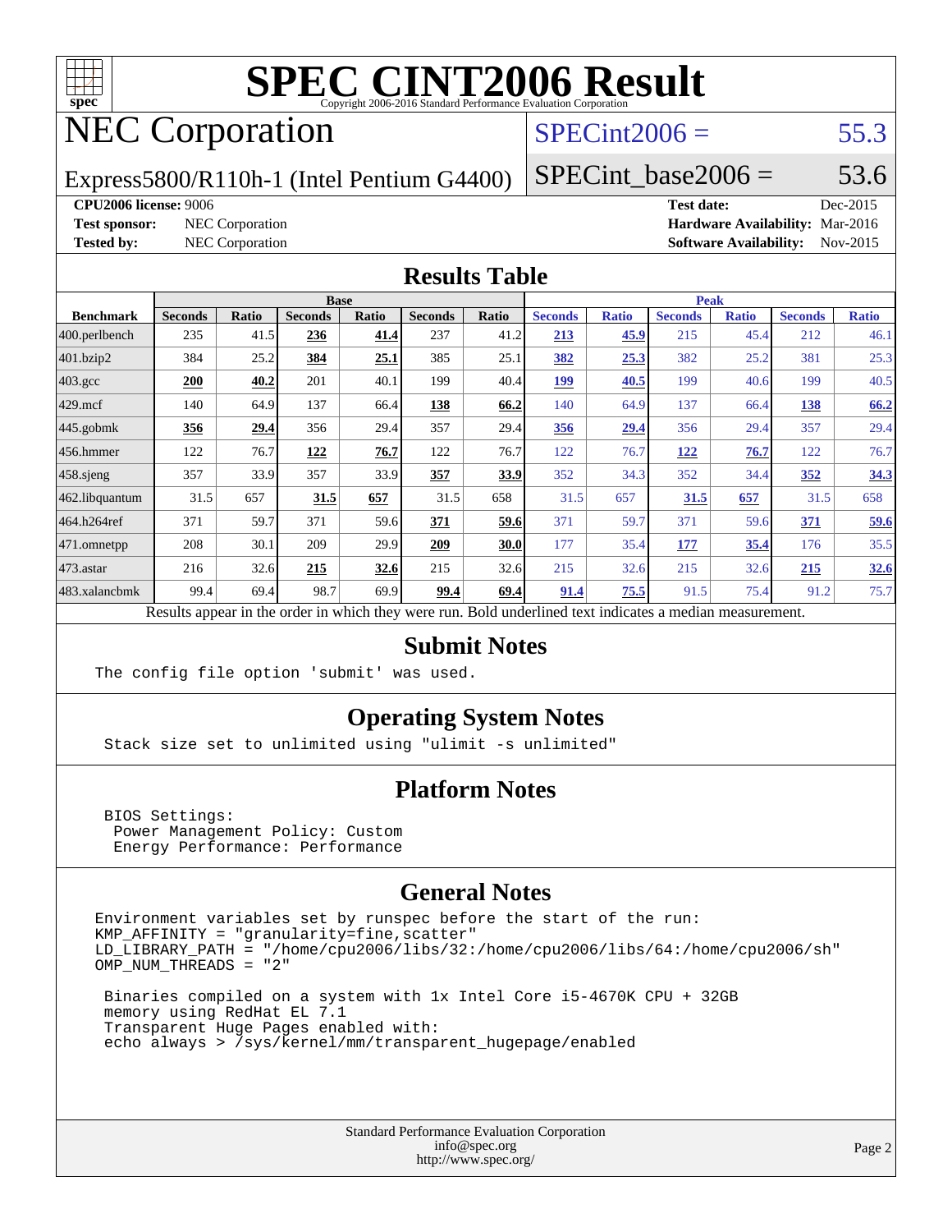# SPEC CINT2006 Result

Copyright 2006-2016 Standard Performance Evaluation Corporation

## NEC Corporation

SPECint2006 = 55.3

Express5800/R110h-1 (Intel Pentium G4400)

SPECint_base2006 = 53.6

**CPU2006 license:** 9006
**Test sponsor:** NEC Corporation
**Tested by:** NEC Corporation

**Test date:** Dec-2015
**Hardware Availability:** Mar-2016
**Software Availability:** Nov-2015

## Results Table

| Benchmark | Base | | | | | | Peak | | | | | |
|---|---|---|---|---|---|---|---|---|---|---|---|---|
| | Seconds | Ratio | Seconds | Ratio | Seconds | Ratio | Seconds | Ratio | Seconds | Ratio | Seconds | Ratio |
| 400.perlbench | 235 | 41.5 | **236** | **41.4** | 237 | 41.2 | **213** | **45.9** | 215 | 45.4 | 212 | 46.1 |
| 401.bzip2 | 384 | 25.2 | **384** | **25.1** | 385 | 25.1 | **382** | **25.3** | 382 | 25.2 | 381 | 25.3 |
| 403.gcc | **200** | **40.2** | 201 | 40.1 | 199 | 40.4 | **199** | **40.5** | 199 | 40.6 | 199 | 40.5 |
| 429.mcf | 140 | 64.9 | 137 | 66.4 | **138** | **66.2** | 140 | 64.9 | 137 | 66.4 | **138** | **66.2** |
| 445.gobmk | **356** | **29.4** | 356 | 29.4 | 357 | 29.4 | **356** | **29.4** | 356 | 29.4 | 357 | 29.4 |
| 456.hmmer | 122 | 76.7 | **122** | **76.7** | 122 | 76.7 | 122 | 76.7 | **122** | **76.7** | 122 | 76.7 |
| 458.sjeng | 357 | 33.9 | 357 | 33.9 | **357** | **33.9** | 352 | 34.3 | 352 | 34.4 | **352** | **34.3** |
| 462.libquantum | 31.5 | 657 | **31.5** | **657** | 31.5 | 658 | 31.5 | 657 | **31.5** | **657** | 31.5 | 658 |
| 464.h264ref | 371 | 59.7 | 371 | 59.6 | **371** | **59.6** | 371 | 59.7 | 371 | 59.6 | **371** | **59.6** |
| 471.omnetpp | 208 | 30.1 | 209 | 29.9 | **209** | **30.0** | 177 | 35.4 | **177** | **35.4** | 176 | 35.5 |
| 473.astar | 216 | 32.6 | **215** | **32.6** | 215 | 32.6 | 215 | 32.6 | 215 | 32.6 | **215** | **32.6** |
| 483.xalancbmk | 99.4 | 69.4 | 98.7 | 69.9 | **99.4** | **69.4** | **91.4** | **75.5** | 91.5 | 75.4 | 91.2 | 75.7 |

Results appear in the order in which they were run. Bold underlined text indicates a median measurement.

## Submit Notes

```
The config file option 'submit' was used.
```

## Operating System Notes

```
Stack size set to unlimited using "ulimit -s unlimited"
```

## Platform Notes

```
BIOS Settings:
 Power Management Policy: Custom
 Energy Performance: Performance
```

## General Notes

```
Environment variables set by runspec before the start of the run:
KMP_AFFINITY = "granularity=fine,scatter"
LD_LIBRARY_PATH = "/home/cpu2006/libs/32:/home/cpu2006/libs/64:/home/cpu2006/sh"
OMP_NUM_THREADS = "2"

 Binaries compiled on a system with 1x Intel Core i5-4670K CPU + 32GB
 memory using RedHat EL 7.1
 Transparent Huge Pages enabled with:
 echo always > /sys/kernel/mm/transparent_hugepage/enabled
```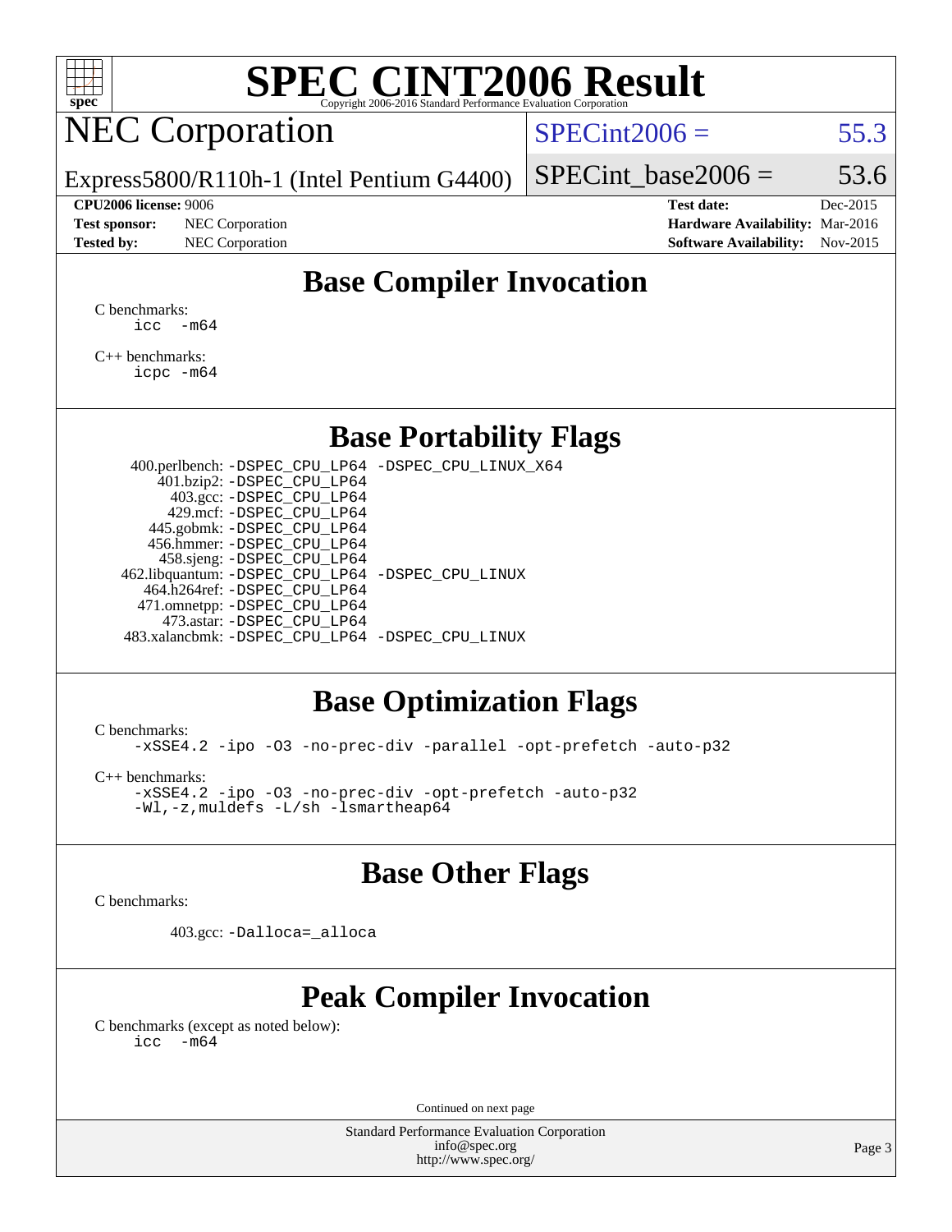# SPEC CINT2006 Result

NEC Corporation

Express5800/R110h-1 (Intel Pentium G4400)

SPECint2006 = 55.3

SPECint_base2006 = 53.6

**CPU2006 license:** 9006
**Test sponsor:** NEC Corporation
**Tested by:** NEC Corporation

**Test date:** Dec-2015
**Hardware Availability:** Mar-2016
**Software Availability:** Nov-2015

## Base Compiler Invocation

C benchmarks:
```
icc  -m64
```

C++ benchmarks:
```
icpc -m64
```

## Base Portability Flags

```
400.perlbench: -DSPEC_CPU_LP64 -DSPEC_CPU_LINUX_X64
    401.bzip2: -DSPEC_CPU_LP64
      403.gcc: -DSPEC_CPU_LP64
      429.mcf: -DSPEC_CPU_LP64
   445.gobmk: -DSPEC_CPU_LP64
   456.hmmer: -DSPEC_CPU_LP64
   458.sjeng: -DSPEC_CPU_LP64
462.libquantum: -DSPEC_CPU_LP64 -DSPEC_CPU_LINUX
  464.h264ref: -DSPEC_CPU_LP64
  471.omnetpp: -DSPEC_CPU_LP64
    473.astar: -DSPEC_CPU_LP64
483.xalancbmk: -DSPEC_CPU_LP64 -DSPEC_CPU_LINUX
```

## Base Optimization Flags

C benchmarks:
```
-xSSE4.2 -ipo -O3 -no-prec-div -parallel -opt-prefetch -auto-p32
```

C++ benchmarks:
```
-xSSE4.2 -ipo -O3 -no-prec-div -opt-prefetch -auto-p32
-Wl,-z,muldefs -L/sh -lsmartheap64
```

## Base Other Flags

C benchmarks:

```
403.gcc: -Dalloca=_alloca
```

## Peak Compiler Invocation

C benchmarks (except as noted below):
```
icc  -m64
```

Continued on next page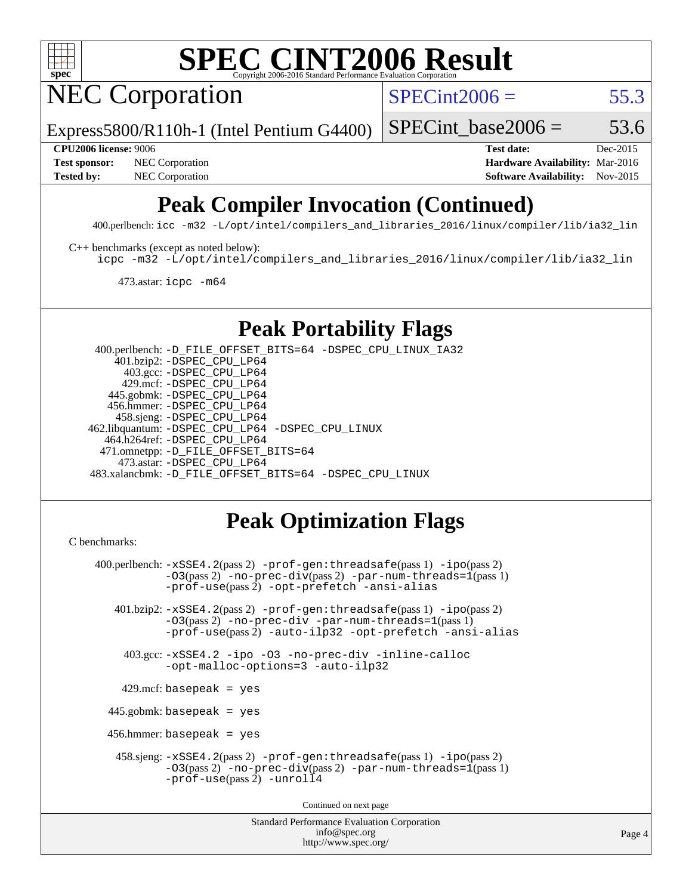# SPEC CINT2006 Result

Copyright 2006-2016 Standard Performance Evaluation Corporation

## NEC Corporation

Express5800/R110h-1 (Intel Pentium G4400)

SPECint2006 = 55.3

SPECint_base2006 = 53.6

**CPU2006 license:** 9006
**Test sponsor:** NEC Corporation
**Tested by:** NEC Corporation

**Test date:** Dec-2015
**Hardware Availability:** Mar-2016
**Software Availability:** Nov-2015

## Peak Compiler Invocation (Continued)

400.perlbench: `icc -m32 -L/opt/intel/compilers_and_libraries_2016/linux/compiler/lib/ia32_lin`

C++ benchmarks (except as noted below):
`icpc -m32 -L/opt/intel/compilers_and_libraries_2016/linux/compiler/lib/ia32_lin`

473.astar: `icpc -m64`

## Peak Portability Flags

400.perlbench: `-D_FILE_OFFSET_BITS=64 -DSPEC_CPU_LINUX_IA32`
401.bzip2: `-DSPEC_CPU_LP64`
403.gcc: `-DSPEC_CPU_LP64`
429.mcf: `-DSPEC_CPU_LP64`
445.gobmk: `-DSPEC_CPU_LP64`
456.hmmer: `-DSPEC_CPU_LP64`
458.sjeng: `-DSPEC_CPU_LP64`
462.libquantum: `-DSPEC_CPU_LP64 -DSPEC_CPU_LINUX`
464.h264ref: `-DSPEC_CPU_LP64`
471.omnetpp: `-D_FILE_OFFSET_BITS=64`
473.astar: `-DSPEC_CPU_LP64`
483.xalancbmk: `-D_FILE_OFFSET_BITS=64 -DSPEC_CPU_LINUX`

## Peak Optimization Flags

C benchmarks:

400.perlbench: `-xSSE4.2`(pass 2) `-prof-gen:threadsafe`(pass 1) `-ipo`(pass 2) `-O3`(pass 2) `-no-prec-div`(pass 2) `-par-num-threads=1`(pass 1) `-prof-use`(pass 2) `-opt-prefetch -ansi-alias`

401.bzip2: `-xSSE4.2`(pass 2) `-prof-gen:threadsafe`(pass 1) `-ipo`(pass 2) `-O3`(pass 2) `-no-prec-div -par-num-threads=1`(pass 1) `-prof-use`(pass 2) `-auto-ilp32 -opt-prefetch -ansi-alias`

403.gcc: `-xSSE4.2 -ipo -O3 -no-prec-div -inline-calloc -opt-malloc-options=3 -auto-ilp32`

429.mcf: `basepeak = yes`

445.gobmk: `basepeak = yes`

456.hmmer: `basepeak = yes`

458.sjeng: `-xSSE4.2`(pass 2) `-prof-gen:threadsafe`(pass 1) `-ipo`(pass 2) `-O3`(pass 2) `-no-prec-div`(pass 2) `-par-num-threads=1`(pass 1) `-prof-use`(pass 2) `-unroll4`

Continued on next page

Standard Performance Evaluation Corporation
info@spec.org
http://www.spec.org/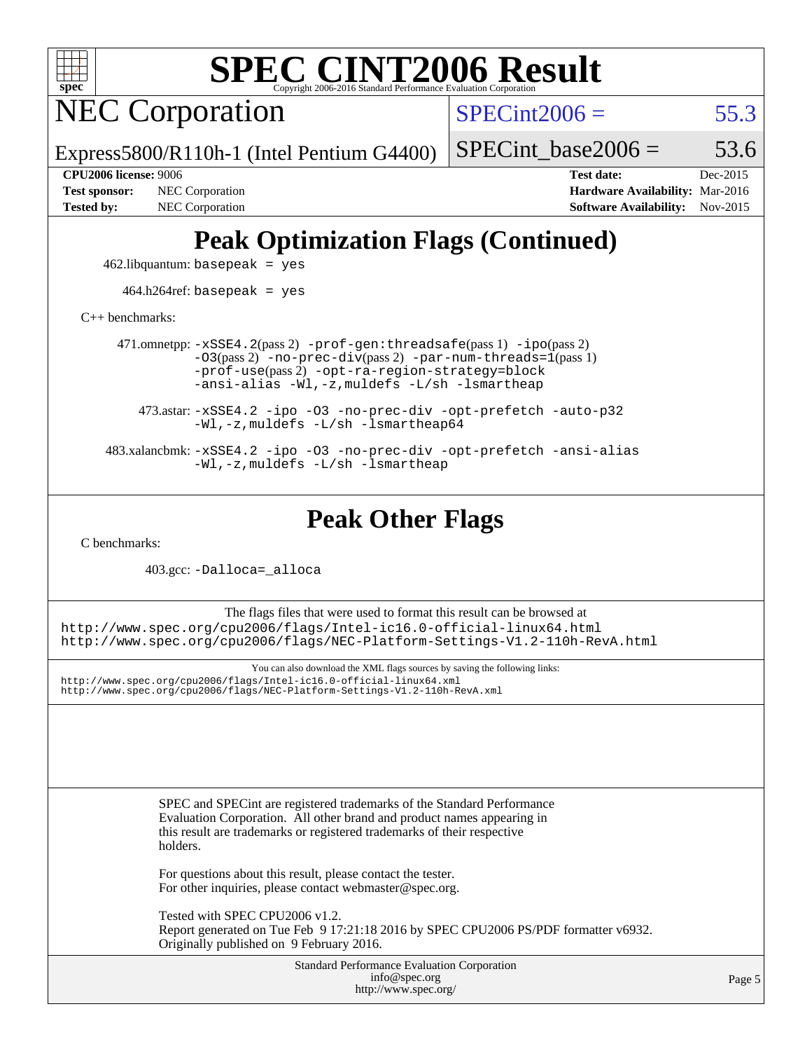# Peak Optimization Flags (Continued)

462.libquantum: basepeak = yes

464.h264ref: basepeak = yes

C++ benchmarks:

471.omnetpp: -xSSE4.2(pass 2) -prof-gen:threadsafe(pass 1) -ipo(pass 2) -O3(pass 2) -no-prec-div(pass 2) -par-num-threads=1(pass 1) -prof-use(pass 2) -opt-ra-region-strategy=block -ansi-alias -Wl,-z,muldefs -L/sh -lsmartheap

473.astar: -xSSE4.2 -ipo -O3 -no-prec-div -opt-prefetch -auto-p32 -Wl,-z,muldefs -L/sh -lsmartheap64

483.xalancbmk: -xSSE4.2 -ipo -O3 -no-prec-div -opt-prefetch -ansi-alias -Wl,-z,muldefs -L/sh -lsmartheap

# Peak Other Flags

C benchmarks:

403.gcc: -Dalloca=_alloca

The flags files that were used to format this result can be browsed at
http://www.spec.org/cpu2006/flags/Intel-ic16.0-official-linux64.html
http://www.spec.org/cpu2006/flags/NEC-Platform-Settings-V1.2-110h-RevA.html

You can also download the XML flags sources by saving the following links:
http://www.spec.org/cpu2006/flags/Intel-ic16.0-official-linux64.xml
http://www.spec.org/cpu2006/flags/NEC-Platform-Settings-V1.2-110h-RevA.xml

SPEC and SPECint are registered trademarks of the Standard Performance Evaluation Corporation. All other brand and product names appearing in this result are trademarks or registered trademarks of their respective holders.

For questions about this result, please contact the tester.
For other inquiries, please contact webmaster@spec.org.

Tested with SPEC CPU2006 v1.2.
Report generated on Tue Feb 9 17:21:18 2016 by SPEC CPU2006 PS/PDF formatter v6932.
Originally published on 9 February 2016.